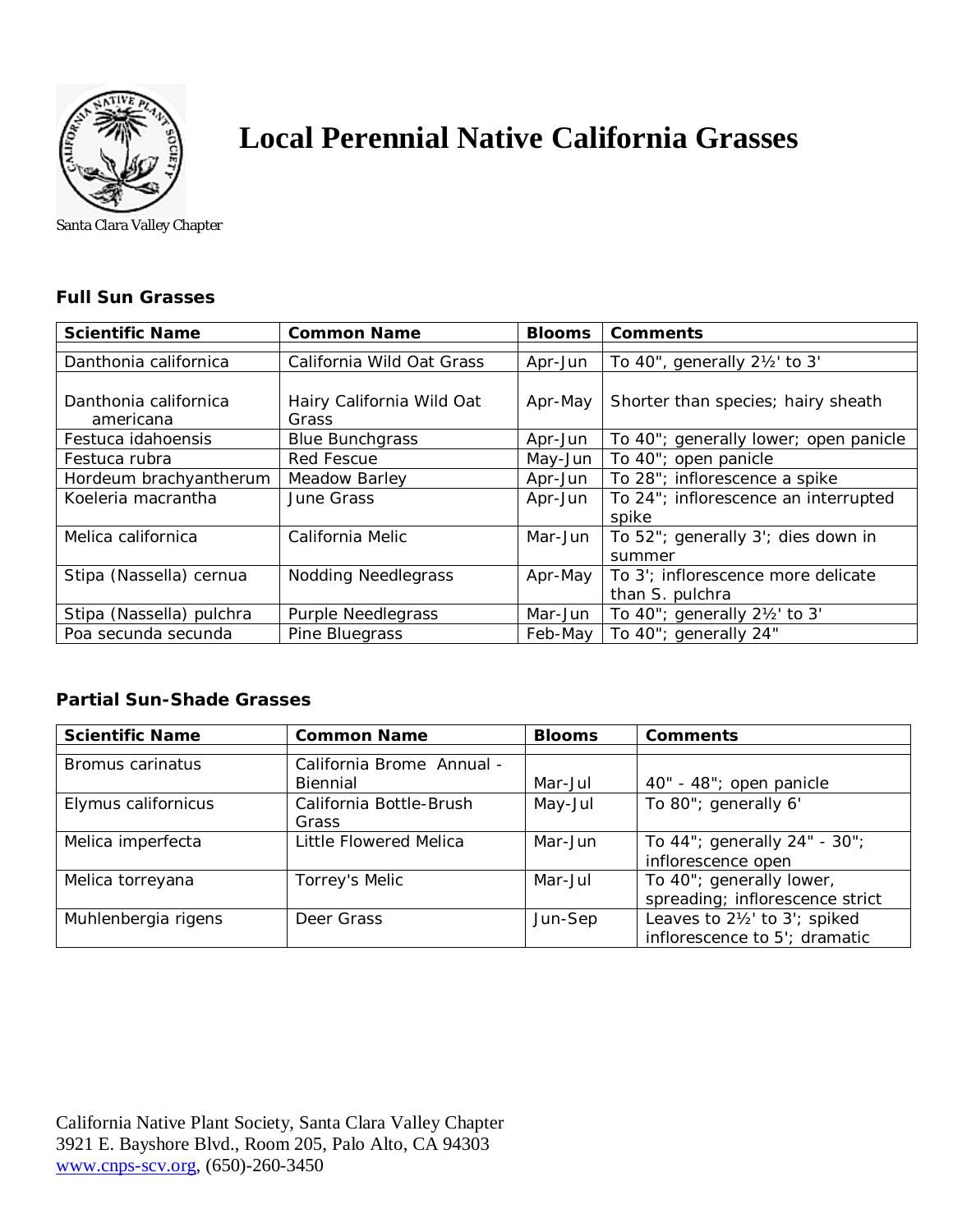# Local Perennial Native California Grasses

Santa Clara Valley Chapter

### Full Sun Grasses

| Scientific Name | Common Name | Blooms | Comments |
|---|---|---|---|
| Danthonia californica | California Wild Oat Grass | Apr-Jun | To 40", generally 2½' to 3' |
| Danthonia californica americana | Hairy California Wild Oat Grass | Apr-May | Shorter than species; hairy sheath |
| Festuca idahoensis | Blue Bunchgrass | Apr-Jun | To 40"; generally lower; open panicle |
| Festuca rubra | Red Fescue | May-Jun | To 40"; open panicle |
| Hordeum brachyantherum | Meadow Barley | Apr-Jun | To 28"; inflorescence a spike |
| Koeleria macrantha | June Grass | Apr-Jun | To 24"; inflorescence an interrupted spike |
| Melica californica | California Melic | Mar-Jun | To 52"; generally 3'; dies down in summer |
| Stipa (Nassella) cernua | Nodding Needlegrass | Apr-May | To 3'; inflorescence more delicate than S. pulchra |
| Stipa (Nassella) pulchra | Purple Needlegrass | Mar-Jun | To 40"; generally 2½' to 3' |
| Poa secunda secunda | Pine Bluegrass | Feb-May | To 40"; generally 24" |

### Partial Sun-Shade Grasses

| Scientific Name | Common Name | Blooms | Comments |
|---|---|---|---|
| Bromus carinatus | California Brome Annual - Biennial | Mar-Jul | 40" - 48"; open panicle |
| Elymus californicus | California Bottle-Brush Grass | May-Jul | To 80"; generally 6' |
| Melica imperfecta | Little Flowered Melica | Mar-Jun | To 44"; generally 24" - 30"; inflorescence open |
| Melica torreyana | Torrey's Melic | Mar-Jul | To 40"; generally lower, spreading; inflorescence strict |
| Muhlenbergia rigens | Deer Grass | Jun-Sep | Leaves to 2½' to 3'; spiked inflorescence to 5'; dramatic |

California Native Plant Society, Santa Clara Valley Chapter
3921 E. Bayshore Blvd., Room 205, Palo Alto, CA 94303
www.cnps-scv.org, (650)-260-3450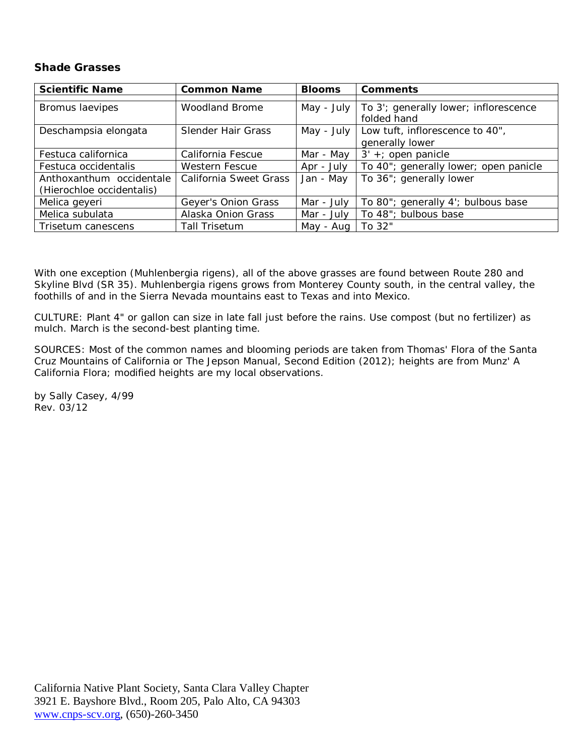## Shade Grasses

| Scientific Name | Common Name | Blooms | Comments |
| --- | --- | --- | --- |
| Bromus laevipes | Woodland Brome | May - July | To 3'; generally lower; inflorescence folded hand |
| Deschampsia elongata | Slender Hair Grass | May - July | Low tuft, inflorescence to 40", generally lower |
| Festuca californica | California Fescue | Mar - May | 3' +; open panicle |
| Festuca occidentalis | Western Fescue | Apr - July | To 40"; generally lower; open panicle |
| Anthoxanthum occidentale (Hierochloe occidentalis) | California Sweet Grass | Jan - May | To 36"; generally lower |
| Melica geyeri | Geyer's Onion Grass | Mar - July | To 80"; generally 4'; bulbous base |
| Melica subulata | Alaska Onion Grass | Mar - July | To 48"; bulbous base |
| Trisetum canescens | Tall Trisetum | May - Aug | To 32" |

With one exception (Muhlenbergia rigens), all of the above grasses are found between Route 280 and Skyline Blvd (SR 35). Muhlenbergia rigens grows from Monterey County south, in the central valley, the foothills of and in the Sierra Nevada mountains east to Texas and into Mexico.

CULTURE: Plant 4" or gallon can size in late fall just before the rains. Use compost (but no fertilizer) as mulch. March is the second-best planting time.

SOURCES: Most of the common names and blooming periods are taken from Thomas' Flora of the Santa Cruz Mountains of California or The Jepson Manual, Second Edition (2012); heights are from Munz' A California Flora; modified heights are my local observations.

by Sally Casey, 4/99
Rev. 03/12

California Native Plant Society, Santa Clara Valley Chapter
3921 E. Bayshore Blvd., Room 205, Palo Alto, CA 94303
www.cnps-scv.org, (650)-260-3450